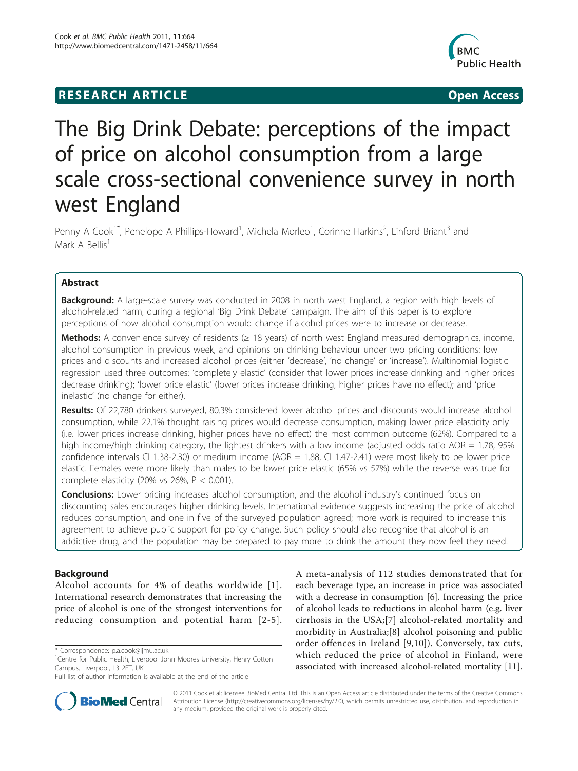**RESEARCH ARTICLE** **Open Access**

# The Big Drink Debate: perceptions of the impact of price on alcohol consumption from a large scale cross-sectional convenience survey in north west England

Penny A Cook[1*], Penelope A Phillips-Howard[1], Michela Morleo[1], Corinne Harkins[2], Linford Briant[3] and Mark A Bellis[1]

## Abstract

**Background:** A large-scale survey was conducted in 2008 in north west England, a region with high levels of alcohol-related harm, during a regional 'Big Drink Debate' campaign. The aim of this paper is to explore perceptions of how alcohol consumption would change if alcohol prices were to increase or decrease.

**Methods:** A convenience survey of residents (≥ 18 years) of north west England measured demographics, income, alcohol consumption in previous week, and opinions on drinking behaviour under two pricing conditions: low prices and discounts and increased alcohol prices (either 'decrease', 'no change' or 'increase'). Multinomial logistic regression used three outcomes: 'completely elastic' (consider that lower prices increase drinking and higher prices decrease drinking); 'lower price elastic' (lower prices increase drinking, higher prices have no effect); and 'price inelastic' (no change for either).

**Results:** Of 22,780 drinkers surveyed, 80.3% considered lower alcohol prices and discounts would increase alcohol consumption, while 22.1% thought raising prices would decrease consumption, making lower price elasticity only (i.e. lower prices increase drinking, higher prices have no effect) the most common outcome (62%). Compared to a high income/high drinking category, the lightest drinkers with a low income (adjusted odds ratio AOR = 1.78, 95% confidence intervals CI 1.38-2.30) or medium income (AOR = 1.88, CI 1.47-2.41) were most likely to be lower price elastic. Females were more likely than males to be lower price elastic (65% vs 57%) while the reverse was true for complete elasticity (20% vs 26%, $P < 0.001$).

**Conclusions:** Lower pricing increases alcohol consumption, and the alcohol industry's continued focus on discounting sales encourages higher drinking levels. International evidence suggests increasing the price of alcohol reduces consumption, and one in five of the surveyed population agreed; more work is required to increase this agreement to achieve public support for policy change. Such policy should also recognise that alcohol is an addictive drug, and the population may be prepared to pay more to drink the amount they now feel they need.

## Background

Alcohol accounts for 4% of deaths worldwide [1]. International research demonstrates that increasing the price of alcohol is one of the strongest interventions for reducing consumption and potential harm [2-5]. A meta-analysis of 112 studies demonstrated that for each beverage type, an increase in price was associated with a decrease in consumption [6]. Increasing the price of alcohol leads to reductions in alcohol harm (e.g. liver cirrhosis in the USA;[7] alcohol-related mortality and morbidity in Australia;[8] alcohol poisoning and public order offences in Ireland [9,10]). Conversely, tax cuts, which reduced the price of alcohol in Finland, were associated with increased alcohol-related mortality [11].

\* Correspondence: p.a.cook@ljmu.ac.uk
[1]Centre for Public Health, Liverpool John Moores University, Henry Cotton Campus, Liverpool, L3 2ET, UK
Full list of author information is available at the end of the article

© 2011 Cook et al; licensee BioMed Central Ltd. This is an Open Access article distributed under the terms of the Creative Commons Attribution License (http://creativecommons.org/licenses/by/2.0), which permits unrestricted use, distribution, and reproduction in any medium, provided the original work is properly cited.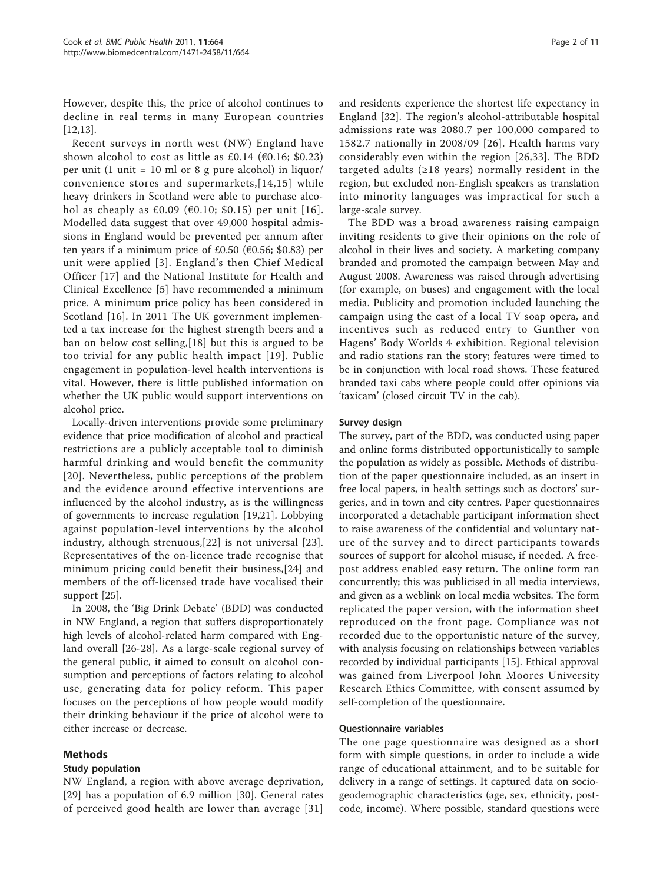However, despite this, the price of alcohol continues to decline in real terms in many European countries [12,13].

Recent surveys in north west (NW) England have shown alcohol to cost as little as £0.14 (€0.16; $0.23) per unit (1 unit = 10 ml or 8 g pure alcohol) in liquor/convenience stores and supermarkets,[14,15] while heavy drinkers in Scotland were able to purchase alcohol as cheaply as £0.09 (€0.10; $0.15) per unit [16]. Modelled data suggest that over 49,000 hospital admissions in England would be prevented per annum after ten years if a minimum price of £0.50 (€0.56; $0.83) per unit were applied [3]. England's then Chief Medical Officer [17] and the National Institute for Health and Clinical Excellence [5] have recommended a minimum price. A minimum price policy has been considered in Scotland [16]. In 2011 The UK government implemented a tax increase for the highest strength beers and a ban on below cost selling,[18] but this is argued to be too trivial for any public health impact [19]. Public engagement in population-level health interventions is vital. However, there is little published information on whether the UK public would support interventions on alcohol price.

Locally-driven interventions provide some preliminary evidence that price modification of alcohol and practical restrictions are a publicly acceptable tool to diminish harmful drinking and would benefit the community [20]. Nevertheless, public perceptions of the problem and the evidence around effective interventions are influenced by the alcohol industry, as is the willingness of governments to increase regulation [19,21]. Lobbying against population-level interventions by the alcohol industry, although strenuous,[22] is not universal [23]. Representatives of the on-licence trade recognise that minimum pricing could benefit their business,[24] and members of the off-licensed trade have vocalised their support [25].

In 2008, the 'Big Drink Debate' (BDD) was conducted in NW England, a region that suffers disproportionately high levels of alcohol-related harm compared with England overall [26-28]. As a large-scale regional survey of the general public, it aimed to consult on alcohol consumption and perceptions of factors relating to alcohol use, generating data for policy reform. This paper focuses on the perceptions of how people would modify their drinking behaviour if the price of alcohol were to either increase or decrease.

## Methods

### Study population

NW England, a region with above average deprivation, [29] has a population of 6.9 million [30]. General rates of perceived good health are lower than average [31] and residents experience the shortest life expectancy in England [32]. The region's alcohol-attributable hospital admissions rate was 2080.7 per 100,000 compared to 1582.7 nationally in 2008/09 [26]. Health harms vary considerably even within the region [26,33]. The BDD targeted adults (≥18 years) normally resident in the region, but excluded non-English speakers as translation into minority languages was impractical for such a large-scale survey.

The BDD was a broad awareness raising campaign inviting residents to give their opinions on the role of alcohol in their lives and society. A marketing company branded and promoted the campaign between May and August 2008. Awareness was raised through advertising (for example, on buses) and engagement with the local media. Publicity and promotion included launching the campaign using the cast of a local TV soap opera, and incentives such as reduced entry to Gunther von Hagens' Body Worlds 4 exhibition. Regional television and radio stations ran the story; features were timed to be in conjunction with local road shows. These featured branded taxi cabs where people could offer opinions via 'taxicam' (closed circuit TV in the cab).

### Survey design

The survey, part of the BDD, was conducted using paper and online forms distributed opportunistically to sample the population as widely as possible. Methods of distribution of the paper questionnaire included, as an insert in free local papers, in health settings such as doctors' surgeries, and in town and city centres. Paper questionnaires incorporated a detachable participant information sheet to raise awareness of the confidential and voluntary nature of the survey and to direct participants towards sources of support for alcohol misuse, if needed. A freepost address enabled easy return. The online form ran concurrently; this was publicised in all media interviews, and given as a weblink on local media websites. The form replicated the paper version, with the information sheet reproduced on the front page. Compliance was not recorded due to the opportunistic nature of the survey, with analysis focusing on relationships between variables recorded by individual participants [15]. Ethical approval was gained from Liverpool John Moores University Research Ethics Committee, with consent assumed by self-completion of the questionnaire.

### Questionnaire variables

The one page questionnaire was designed as a short form with simple questions, in order to include a wide range of educational attainment, and to be suitable for delivery in a range of settings. It captured data on sociogeodemographic characteristics (age, sex, ethnicity, postcode, income). Where possible, standard questions were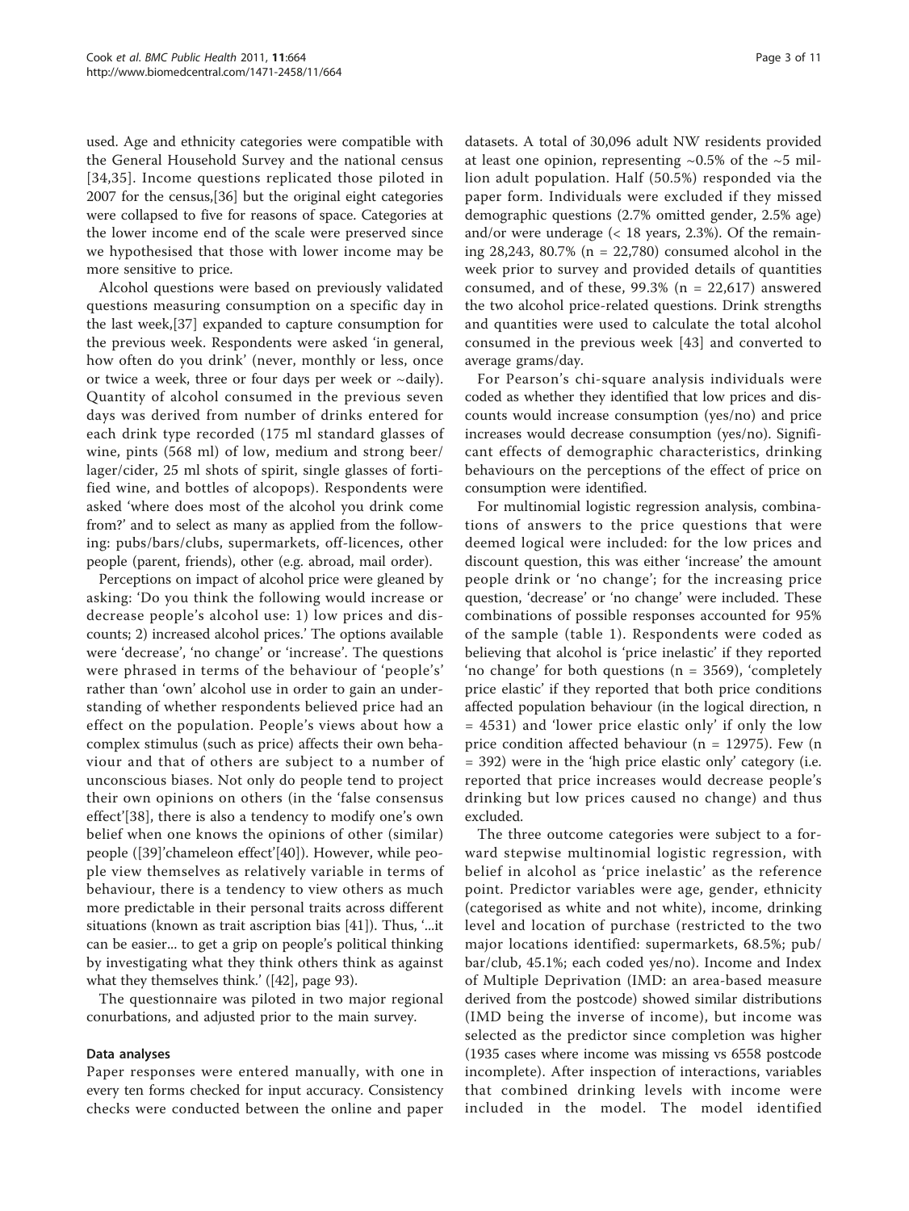used. Age and ethnicity categories were compatible with the General Household Survey and the national census [34,35]. Income questions replicated those piloted in 2007 for the census,[36] but the original eight categories were collapsed to five for reasons of space. Categories at the lower income end of the scale were preserved since we hypothesised that those with lower income may be more sensitive to price.

Alcohol questions were based on previously validated questions measuring consumption on a specific day in the last week,[37] expanded to capture consumption for the previous week. Respondents were asked 'in general, how often do you drink' (never, monthly or less, once or twice a week, three or four days per week or ~daily). Quantity of alcohol consumed in the previous seven days was derived from number of drinks entered for each drink type recorded (175 ml standard glasses of wine, pints (568 ml) of low, medium and strong beer/lager/cider, 25 ml shots of spirit, single glasses of fortified wine, and bottles of alcopops). Respondents were asked 'where does most of the alcohol you drink come from?' and to select as many as applied from the following: pubs/bars/clubs, supermarkets, off-licences, other people (parent, friends), other (e.g. abroad, mail order).

Perceptions on impact of alcohol price were gleaned by asking: 'Do you think the following would increase or decrease people's alcohol use: 1) low prices and discounts; 2) increased alcohol prices.' The options available were 'decrease', 'no change' or 'increase'. The questions were phrased in terms of the behaviour of 'people's' rather than 'own' alcohol use in order to gain an understanding of whether respondents believed price had an effect on the population. People's views about how a complex stimulus (such as price) affects their own behaviour and that of others are subject to a number of unconscious biases. Not only do people tend to project their own opinions on others (in the 'false consensus effect'[38], there is also a tendency to modify one's own belief when one knows the opinions of other (similar) people ([39]'chameleon effect'[40]). However, while people view themselves as relatively variable in terms of behaviour, there is a tendency to view others as much more predictable in their personal traits across different situations (known as trait ascription bias [41]). Thus, '...it can be easier... to get a grip on people's political thinking by investigating what they think others think as against what they themselves think.' ([42], page 93).

The questionnaire was piloted in two major regional conurbations, and adjusted prior to the main survey.

## Data analyses

Paper responses were entered manually, with one in every ten forms checked for input accuracy. Consistency checks were conducted between the online and paper datasets. A total of 30,096 adult NW residents provided at least one opinion, representing ~0.5% of the ~5 million adult population. Half (50.5%) responded via the paper form. Individuals were excluded if they missed demographic questions (2.7% omitted gender, 2.5% age) and/or were underage (< 18 years, 2.3%). Of the remaining 28,243, 80.7% (n = 22,780) consumed alcohol in the week prior to survey and provided details of quantities consumed, and of these, 99.3% (n = 22,617) answered the two alcohol price-related questions. Drink strengths and quantities were used to calculate the total alcohol consumed in the previous week [43] and converted to average grams/day.

For Pearson's chi-square analysis individuals were coded as whether they identified that low prices and discounts would increase consumption (yes/no) and price increases would decrease consumption (yes/no). Significant effects of demographic characteristics, drinking behaviours on the perceptions of the effect of price on consumption were identified.

For multinomial logistic regression analysis, combinations of answers to the price questions that were deemed logical were included: for the low prices and discount question, this was either 'increase' the amount people drink or 'no change'; for the increasing price question, 'decrease' or 'no change' were included. These combinations of possible responses accounted for 95% of the sample (table 1). Respondents were coded as believing that alcohol is 'price inelastic' if they reported 'no change' for both questions (n = 3569), 'completely price elastic' if they reported that both price conditions affected population behaviour (in the logical direction, n = 4531) and 'lower price elastic only' if only the low price condition affected behaviour (n = 12975). Few (n = 392) were in the 'high price elastic only' category (i.e. reported that price increases would decrease people's drinking but low prices caused no change) and thus excluded.

The three outcome categories were subject to a forward stepwise multinomial logistic regression, with belief in alcohol as 'price inelastic' as the reference point. Predictor variables were age, gender, ethnicity (categorised as white and not white), income, drinking level and location of purchase (restricted to the two major locations identified: supermarkets, 68.5%; pub/bar/club, 45.1%; each coded yes/no). Income and Index of Multiple Deprivation (IMD: an area-based measure derived from the postcode) showed similar distributions (IMD being the inverse of income), but income was selected as the predictor since completion was higher (1935 cases where income was missing vs 6558 postcode incomplete). After inspection of interactions, variables that combined drinking levels with income were included in the model. The model identified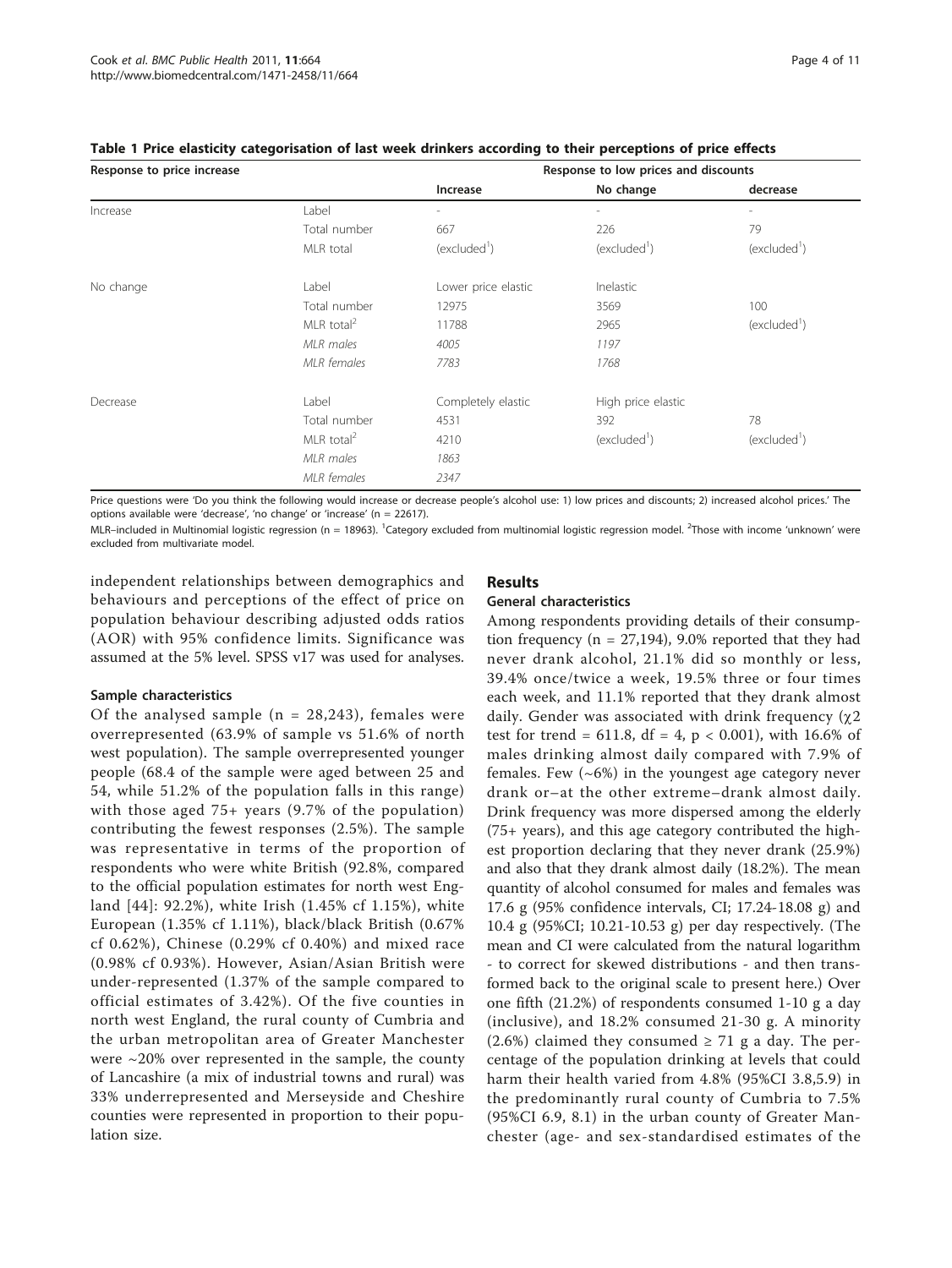**Table 1 Price elasticity categorisation of last week drinkers according to their perceptions of price effects**

| Response to price increase | | Response to low prices and discounts | | |
|---|---|---|---|---|
| | | **Increase** | **No change** | **decrease** |
| Increase | Label | - | - | - |
| | Total number | 667 | 226 | 79 |
| | MLR total | (excluded[1]) | (excluded[1]) | (excluded[1]) |
| No change | Label | Lower price elastic | Inelastic | |
| | Total number | 12975 | 3569 | 100 |
| | MLR total[2] | 11788 | 2965 | (excluded[1]) |
| | *MLR males* | *4005* | *1197* | |
| | *MLR females* | *7783* | *1768* | |
| Decrease | Label | Completely elastic | High price elastic | |
| | Total number | 4531 | 392 | 78 |
| | MLR total[2] | 4210 | (excluded[1]) | (excluded[1]) |
| | *MLR males* | *1863* | | |
| | *MLR females* | *2347* | | |

Price questions were 'Do you think the following would increase or decrease people's alcohol use: 1) low prices and discounts; 2) increased alcohol prices.' The options available were 'decrease', 'no change' or 'increase' (n = 22617).

MLR–included in Multinomial logistic regression (n = 18963). [1]Category excluded from multinomial logistic regression model. [2]Those with income 'unknown' were excluded from multivariate model.

independent relationships between demographics and behaviours and perceptions of the effect of price on population behaviour describing adjusted odds ratios (AOR) with 95% confidence limits. Significance was assumed at the 5% level. SPSS v17 was used for analyses.

### Sample characteristics

Of the analysed sample (n = 28,243), females were overrepresented (63.9% of sample vs 51.6% of north west population). The sample overrepresented younger people (68.4 of the sample were aged between 25 and 54, while 51.2% of the population falls in this range) with those aged 75+ years (9.7% of the population) contributing the fewest responses (2.5%). The sample was representative in terms of the proportion of respondents who were white British (92.8%, compared to the official population estimates for north west England [44]: 92.2%), white Irish (1.45% cf 1.15%), white European (1.35% cf 1.11%), black/black British (0.67% cf 0.62%), Chinese (0.29% cf 0.40%) and mixed race (0.98% cf 0.93%). However, Asian/Asian British were under-represented (1.37% of the sample compared to official estimates of 3.42%). Of the five counties in north west England, the rural county of Cumbria and the urban metropolitan area of Greater Manchester were ~20% over represented in the sample, the county of Lancashire (a mix of industrial towns and rural) was 33% underrepresented and Merseyside and Cheshire counties were represented in proportion to their population size.

## Results

### General characteristics

Among respondents providing details of their consumption frequency (n = 27,194), 9.0% reported that they had never drank alcohol, 21.1% did so monthly or less, 39.4% once/twice a week, 19.5% three or four times each week, and 11.1% reported that they drank almost daily. Gender was associated with drink frequency ($\chi^2$ test for trend = 611.8, df = 4, $p < 0.001$), with 16.6% of males drinking almost daily compared with 7.9% of females. Few (~6%) in the youngest age category never drank or–at the other extreme–drank almost daily. Drink frequency was more dispersed among the elderly (75+ years), and this age category contributed the highest proportion declaring that they never drank (25.9%) and also that they drank almost daily (18.2%). The mean quantity of alcohol consumed for males and females was 17.6 g (95% confidence intervals, CI; 17.24-18.08 g) and 10.4 g (95%CI; 10.21-10.53 g) per day respectively. (The mean and CI were calculated from the natural logarithm - to correct for skewed distributions - and then transformed back to the original scale to present here.) Over one fifth (21.2%) of respondents consumed 1-10 g a day (inclusive), and 18.2% consumed 21-30 g. A minority (2.6%) claimed they consumed ≥ 71 g a day. The percentage of the population drinking at levels that could harm their health varied from 4.8% (95%CI 3.8,5.9) in the predominantly rural county of Cumbria to 7.5% (95%CI 6.9, 8.1) in the urban county of Greater Manchester (age- and sex-standardised estimates of the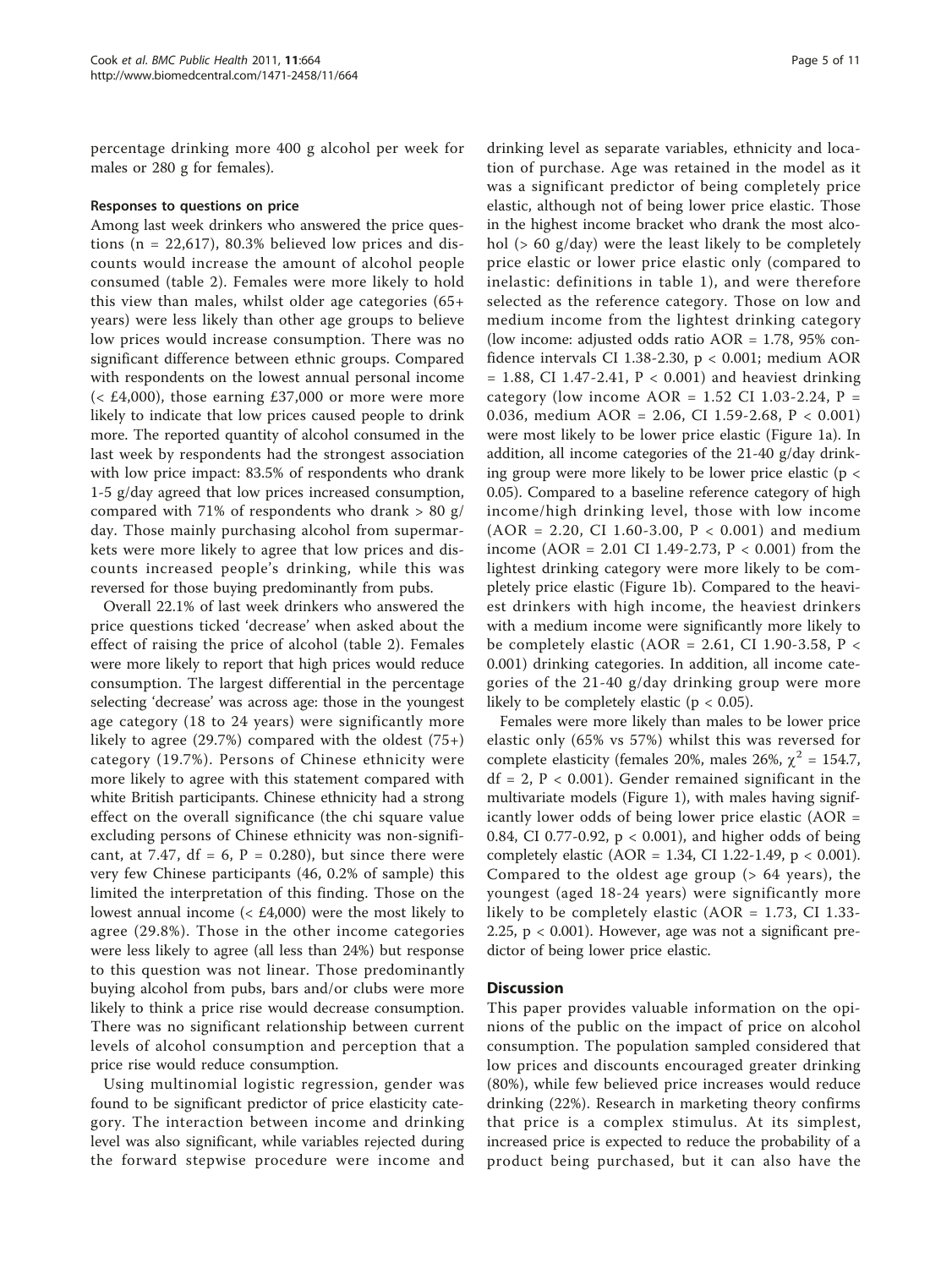percentage drinking more 400 g alcohol per week for males or 280 g for females).

#### Responses to questions on price

Among last week drinkers who answered the price questions (n = 22,617), 80.3% believed low prices and discounts would increase the amount of alcohol people consumed (table 2). Females were more likely to hold this view than males, whilst older age categories (65+ years) were less likely than other age groups to believe low prices would increase consumption. There was no significant difference between ethnic groups. Compared with respondents on the lowest annual personal income (< £4,000), those earning £37,000 or more were more likely to indicate that low prices caused people to drink more. The reported quantity of alcohol consumed in the last week by respondents had the strongest association with low price impact: 83.5% of respondents who drank 1-5 g/day agreed that low prices increased consumption, compared with 71% of respondents who drank > 80 g/day. Those mainly purchasing alcohol from supermarkets were more likely to agree that low prices and discounts increased people's drinking, while this was reversed for those buying predominantly from pubs.

Overall 22.1% of last week drinkers who answered the price questions ticked 'decrease' when asked about the effect of raising the price of alcohol (table 2). Females were more likely to report that high prices would reduce consumption. The largest differential in the percentage selecting 'decrease' was across age: those in the youngest age category (18 to 24 years) were significantly more likely to agree (29.7%) compared with the oldest (75+) category (19.7%). Persons of Chinese ethnicity were more likely to agree with this statement compared with white British participants. Chinese ethnicity had a strong effect on the overall significance (the chi square value excluding persons of Chinese ethnicity was non-significant, at 7.47, df = 6, P = 0.280), but since there were very few Chinese participants (46, 0.2% of sample) this limited the interpretation of this finding. Those on the lowest annual income (< £4,000) were the most likely to agree (29.8%). Those in the other income categories were less likely to agree (all less than 24%) but response to this question was not linear. Those predominantly buying alcohol from pubs, bars and/or clubs were more likely to think a price rise would decrease consumption. There was no significant relationship between current levels of alcohol consumption and perception that a price rise would reduce consumption.

Using multinomial logistic regression, gender was found to be significant predictor of price elasticity category. The interaction between income and drinking level was also significant, while variables rejected during the forward stepwise procedure were income and drinking level as separate variables, ethnicity and location of purchase. Age was retained in the model as it was a significant predictor of being completely price elastic, although not of being lower price elastic. Those in the highest income bracket who drank the most alcohol (> 60 g/day) were the least likely to be completely price elastic or lower price elastic only (compared to inelastic: definitions in table 1), and were therefore selected as the reference category. Those on low and medium income from the lightest drinking category (low income: adjusted odds ratio AOR = 1.78, 95% confidence intervals CI 1.38-2.30, p < 0.001; medium AOR = 1.88, CI 1.47-2.41, P < 0.001) and heaviest drinking category (low income AOR = 1.52 CI 1.03-2.24, P = 0.036, medium AOR = 2.06, CI 1.59-2.68, P < 0.001) were most likely to be lower price elastic (Figure 1a). In addition, all income categories of the 21-40 g/day drinking group were more likely to be lower price elastic (p < 0.05). Compared to a baseline reference category of high income/high drinking level, those with low income (AOR = 2.20, CI 1.60-3.00, P < 0.001) and medium income (AOR = 2.01 CI 1.49-2.73, P < 0.001) from the lightest drinking category were more likely to be completely price elastic (Figure 1b). Compared to the heaviest drinkers with high income, the heaviest drinkers with a medium income were significantly more likely to be completely elastic (AOR = 2.61, CI 1.90-3.58, P < 0.001) drinking categories. In addition, all income categories of the 21-40 g/day drinking group were more likely to be completely elastic (p < 0.05).

Females were more likely than males to be lower price elastic only (65% vs 57%) whilst this was reversed for complete elasticity (females 20%, males 26%, $\chi^2$ = 154.7, df = 2, P < 0.001). Gender remained significant in the multivariate models (Figure 1), with males having significantly lower odds of being lower price elastic (AOR = 0.84, CI 0.77-0.92, p < 0.001), and higher odds of being completely elastic (AOR = 1.34, CI 1.22-1.49, p < 0.001). Compared to the oldest age group (> 64 years), the youngest (aged 18-24 years) were significantly more likely to be completely elastic (AOR = 1.73, CI 1.33-2.25, p < 0.001). However, age was not a significant predictor of being lower price elastic.

## Discussion

This paper provides valuable information on the opinions of the public on the impact of price on alcohol consumption. The population sampled considered that low prices and discounts encouraged greater drinking (80%), while few believed price increases would reduce drinking (22%). Research in marketing theory confirms that price is a complex stimulus. At its simplest, increased price is expected to reduce the probability of a product being purchased, but it can also have the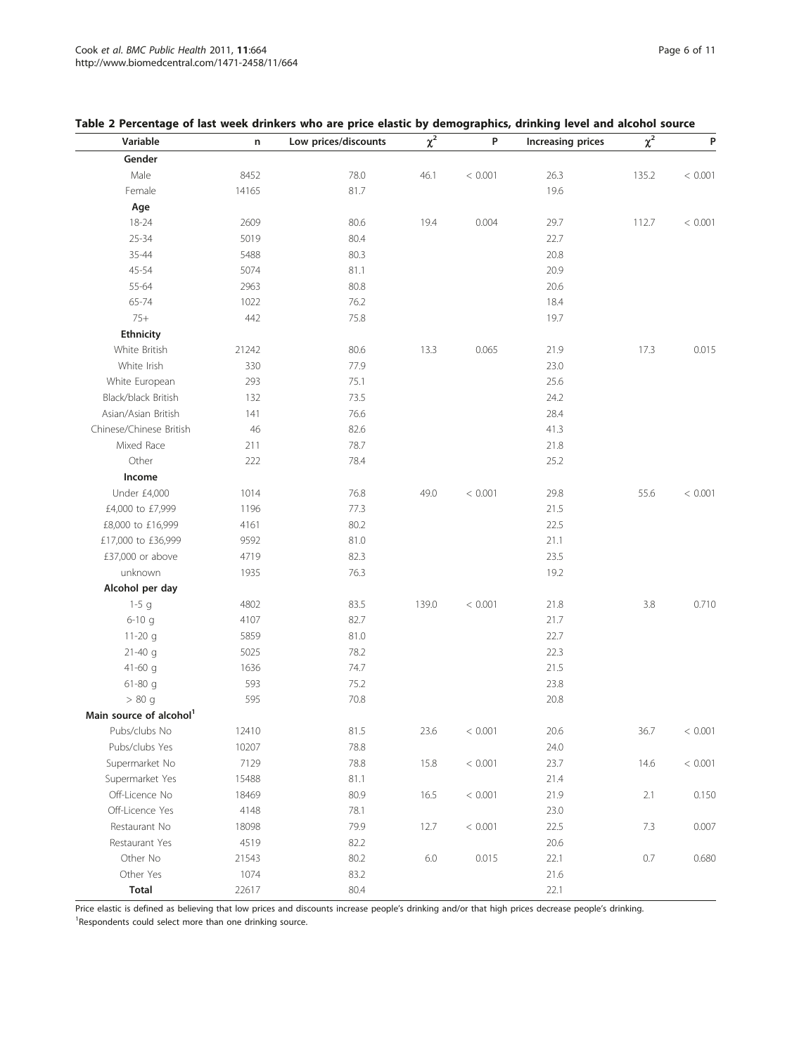**Table 2 Percentage of last week drinkers who are price elastic by demographics, drinking level and alcohol source**

| Variable | n | Low prices/discounts | $\chi^2$ | P | Increasing prices | $\chi^2$ | P |
|---|---|---|---|---|---|---|---|
| **Gender** | | | | | | | |
| Male | 8452 | 78.0 | 46.1 | < 0.001 | 26.3 | 135.2 | < 0.001 |
| Female | 14165 | 81.7 | | | 19.6 | | |
| **Age** | | | | | | | |
| 18-24 | 2609 | 80.6 | 19.4 | 0.004 | 29.7 | 112.7 | < 0.001 |
| 25-34 | 5019 | 80.4 | | | 22.7 | | |
| 35-44 | 5488 | 80.3 | | | 20.8 | | |
| 45-54 | 5074 | 81.1 | | | 20.9 | | |
| 55-64 | 2963 | 80.8 | | | 20.6 | | |
| 65-74 | 1022 | 76.2 | | | 18.4 | | |
| 75+ | 442 | 75.8 | | | 19.7 | | |
| **Ethnicity** | | | | | | | |
| White British | 21242 | 80.6 | 13.3 | 0.065 | 21.9 | 17.3 | 0.015 |
| White Irish | 330 | 77.9 | | | 23.0 | | |
| White European | 293 | 75.1 | | | 25.6 | | |
| Black/black British | 132 | 73.5 | | | 24.2 | | |
| Asian/Asian British | 141 | 76.6 | | | 28.4 | | |
| Chinese/Chinese British | 46 | 82.6 | | | 41.3 | | |
| Mixed Race | 211 | 78.7 | | | 21.8 | | |
| Other | 222 | 78.4 | | | 25.2 | | |
| **Income** | | | | | | | |
| Under £4,000 | 1014 | 76.8 | 49.0 | < 0.001 | 29.8 | 55.6 | < 0.001 |
| £4,000 to £7,999 | 1196 | 77.3 | | | 21.5 | | |
| £8,000 to £16,999 | 4161 | 80.2 | | | 22.5 | | |
| £17,000 to £36,999 | 9592 | 81.0 | | | 21.1 | | |
| £37,000 or above | 4719 | 82.3 | | | 23.5 | | |
| unknown | 1935 | 76.3 | | | 19.2 | | |
| **Alcohol per day** | | | | | | | |
| 1-5 g | 4802 | 83.5 | 139.0 | < 0.001 | 21.8 | 3.8 | 0.710 |
| 6-10 g | 4107 | 82.7 | | | 21.7 | | |
| 11-20 g | 5859 | 81.0 | | | 22.7 | | |
| 21-40 g | 5025 | 78.2 | | | 22.3 | | |
| 41-60 g | 1636 | 74.7 | | | 21.5 | | |
| 61-80 g | 593 | 75.2 | | | 23.8 | | |
| > 80 g | 595 | 70.8 | | | 20.8 | | |
| **Main source of alcohol[1]** | | | | | | | |
| Pubs/clubs No | 12410 | 81.5 | 23.6 | < 0.001 | 20.6 | 36.7 | < 0.001 |
| Pubs/clubs Yes | 10207 | 78.8 | | | 24.0 | | |
| Supermarket No | 7129 | 78.8 | 15.8 | < 0.001 | 23.7 | 14.6 | < 0.001 |
| Supermarket Yes | 15488 | 81.1 | | | 21.4 | | |
| Off-Licence No | 18469 | 80.9 | 16.5 | < 0.001 | 21.9 | 2.1 | 0.150 |
| Off-Licence Yes | 4148 | 78.1 | | | 23.0 | | |
| Restaurant No | 18098 | 79.9 | 12.7 | < 0.001 | 22.5 | 7.3 | 0.007 |
| Restaurant Yes | 4519 | 82.2 | | | 20.6 | | |
| Other No | 21543 | 80.2 | 6.0 | 0.015 | 22.1 | 0.7 | 0.680 |
| Other Yes | 1074 | 83.2 | | | 21.6 | | |
| **Total** | 22617 | 80.4 | | | 22.1 | | |

Price elastic is defined as believing that low prices and discounts increase people's drinking and/or that high prices decrease people's drinking.
[1]Respondents could select more than one drinking source.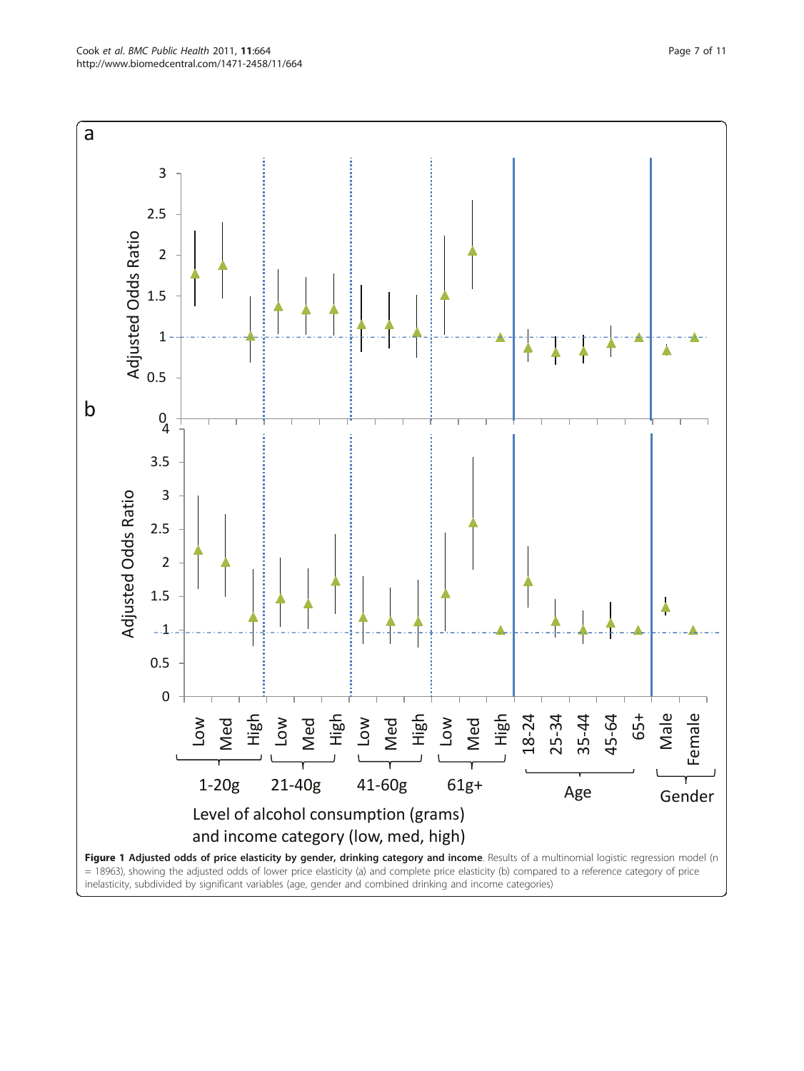**Figure 1 Adjusted odds of price elasticity by gender, drinking category and income**. Results of a multinomial logistic regression model (n = 18963), showing the adjusted odds of lower price elasticity (a) and complete price elasticity (b) compared to a reference category of price inelasticity, subdivided by significant variables (age, gender and combined drinking and income categories)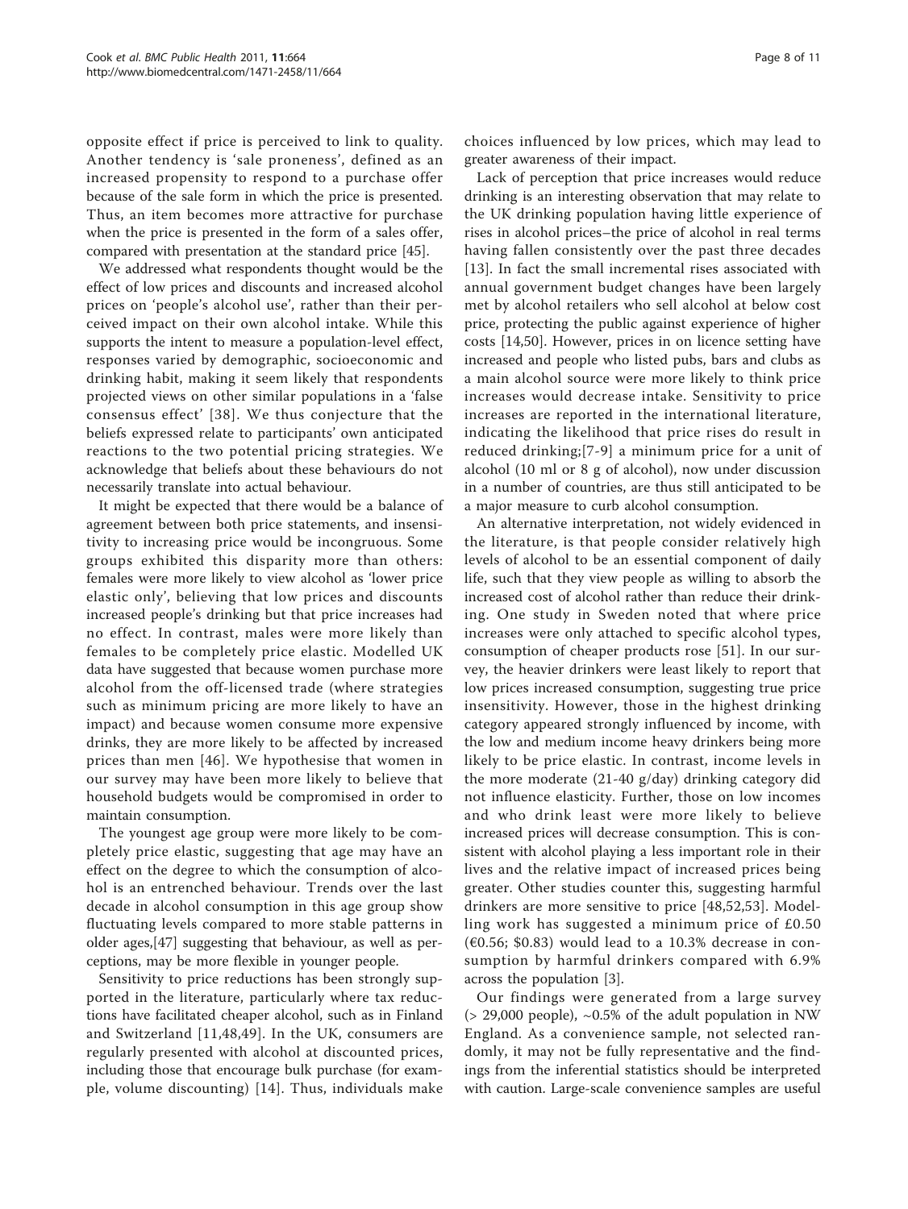opposite effect if price is perceived to link to quality. Another tendency is 'sale proneness', defined as an increased propensity to respond to a purchase offer because of the sale form in which the price is presented. Thus, an item becomes more attractive for purchase when the price is presented in the form of a sales offer, compared with presentation at the standard price [45].

We addressed what respondents thought would be the effect of low prices and discounts and increased alcohol prices on 'people's alcohol use', rather than their perceived impact on their own alcohol intake. While this supports the intent to measure a population-level effect, responses varied by demographic, socioeconomic and drinking habit, making it seem likely that respondents projected views on other similar populations in a 'false consensus effect' [38]. We thus conjecture that the beliefs expressed relate to participants' own anticipated reactions to the two potential pricing strategies. We acknowledge that beliefs about these behaviours do not necessarily translate into actual behaviour.

It might be expected that there would be a balance of agreement between both price statements, and insensitivity to increasing price would be incongruous. Some groups exhibited this disparity more than others: females were more likely to view alcohol as 'lower price elastic only', believing that low prices and discounts increased people's drinking but that price increases had no effect. In contrast, males were more likely than females to be completely price elastic. Modelled UK data have suggested that because women purchase more alcohol from the off-licensed trade (where strategies such as minimum pricing are more likely to have an impact) and because women consume more expensive drinks, they are more likely to be affected by increased prices than men [46]. We hypothesise that women in our survey may have been more likely to believe that household budgets would be compromised in order to maintain consumption.

The youngest age group were more likely to be completely price elastic, suggesting that age may have an effect on the degree to which the consumption of alcohol is an entrenched behaviour. Trends over the last decade in alcohol consumption in this age group show fluctuating levels compared to more stable patterns in older ages,[47] suggesting that behaviour, as well as perceptions, may be more flexible in younger people.

Sensitivity to price reductions has been strongly supported in the literature, particularly where tax reductions have facilitated cheaper alcohol, such as in Finland and Switzerland [11,48,49]. In the UK, consumers are regularly presented with alcohol at discounted prices, including those that encourage bulk purchase (for example, volume discounting) [14]. Thus, individuals make choices influenced by low prices, which may lead to greater awareness of their impact.

Lack of perception that price increases would reduce drinking is an interesting observation that may relate to the UK drinking population having little experience of rises in alcohol prices–the price of alcohol in real terms having fallen consistently over the past three decades [13]. In fact the small incremental rises associated with annual government budget changes have been largely met by alcohol retailers who sell alcohol at below cost price, protecting the public against experience of higher costs [14,50]. However, prices in on licence setting have increased and people who listed pubs, bars and clubs as a main alcohol source were more likely to think price increases would decrease intake. Sensitivity to price increases are reported in the international literature, indicating the likelihood that price rises do result in reduced drinking;[7-9] a minimum price for a unit of alcohol (10 ml or 8 g of alcohol), now under discussion in a number of countries, are thus still anticipated to be a major measure to curb alcohol consumption.

An alternative interpretation, not widely evidenced in the literature, is that people consider relatively high levels of alcohol to be an essential component of daily life, such that they view people as willing to absorb the increased cost of alcohol rather than reduce their drinking. One study in Sweden noted that where price increases were only attached to specific alcohol types, consumption of cheaper products rose [51]. In our survey, the heavier drinkers were least likely to report that low prices increased consumption, suggesting true price insensitivity. However, those in the highest drinking category appeared strongly influenced by income, with the low and medium income heavy drinkers being more likely to be price elastic. In contrast, income levels in the more moderate (21-40 g/day) drinking category did not influence elasticity. Further, those on low incomes and who drink least were more likely to believe increased prices will decrease consumption. This is consistent with alcohol playing a less important role in their lives and the relative impact of increased prices being greater. Other studies counter this, suggesting harmful drinkers are more sensitive to price [48,52,53]. Modelling work has suggested a minimum price of £0.50 (€0.56; $0.83) would lead to a 10.3% decrease in consumption by harmful drinkers compared with 6.9% across the population [3].

Our findings were generated from a large survey (> 29,000 people), ~0.5% of the adult population in NW England. As a convenience sample, not selected randomly, it may not be fully representative and the findings from the inferential statistics should be interpreted with caution. Large-scale convenience samples are useful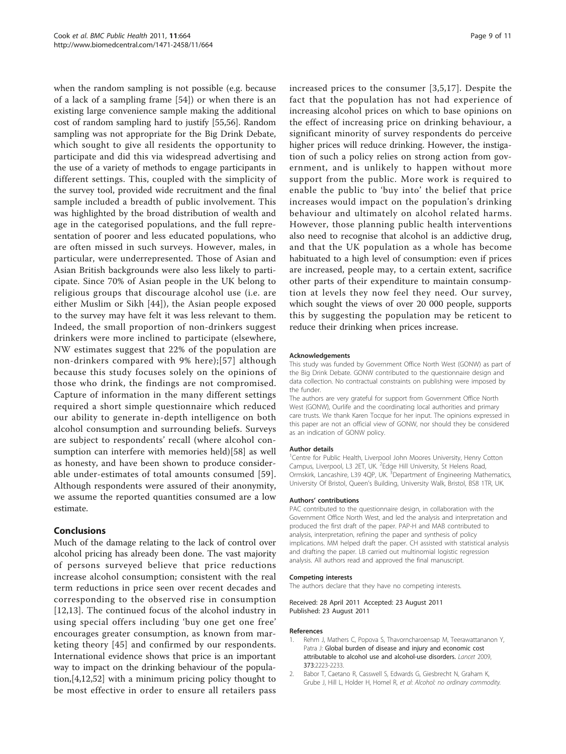when the random sampling is not possible (e.g. because of a lack of a sampling frame [54]) or when there is an existing large convenience sample making the additional cost of random sampling hard to justify [55,56]. Random sampling was not appropriate for the Big Drink Debate, which sought to give all residents the opportunity to participate and did this via widespread advertising and the use of a variety of methods to engage participants in different settings. This, coupled with the simplicity of the survey tool, provided wide recruitment and the final sample included a breadth of public involvement. This was highlighted by the broad distribution of wealth and age in the categorised populations, and the full representation of poorer and less educated populations, who are often missed in such surveys. However, males, in particular, were underrepresented. Those of Asian and Asian British backgrounds were also less likely to participate. Since 70% of Asian people in the UK belong to religious groups that discourage alcohol use (i.e. are either Muslim or Sikh [44]), the Asian people exposed to the survey may have felt it was less relevant to them. Indeed, the small proportion of non-drinkers suggest drinkers were more inclined to participate (elsewhere, NW estimates suggest that 22% of the population are non-drinkers compared with 9% here);[57] although because this study focuses solely on the opinions of those who drink, the findings are not compromised. Capture of information in the many different settings required a short simple questionnaire which reduced our ability to generate in-depth intelligence on both alcohol consumption and surrounding beliefs. Surveys are subject to respondents' recall (where alcohol consumption can interfere with memories held)[58] as well as honesty, and have been shown to produce considerable under-estimates of total amounts consumed [59]. Although respondents were assured of their anonymity, we assume the reported quantities consumed are a low estimate.

## Conclusions

Much of the damage relating to the lack of control over alcohol pricing has already been done. The vast majority of persons surveyed believe that price reductions increase alcohol consumption; consistent with the real term reductions in price seen over recent decades and corresponding to the observed rise in consumption [12,13]. The continued focus of the alcohol industry in using special offers including 'buy one get one free' encourages greater consumption, as known from marketing theory [45] and confirmed by our respondents. International evidence shows that price is an important way to impact on the drinking behaviour of the population,[4,12,52] with a minimum pricing policy thought to be most effective in order to ensure all retailers pass increased prices to the consumer [3,5,17]. Despite the fact that the population has not had experience of increasing alcohol prices on which to base opinions on the effect of increasing price on drinking behaviour, a significant minority of survey respondents do perceive higher prices will reduce drinking. However, the instigation of such a policy relies on strong action from government, and is unlikely to happen without more support from the public. More work is required to enable the public to 'buy into' the belief that price increases would impact on the population's drinking behaviour and ultimately on alcohol related harms. However, those planning public health interventions also need to recognise that alcohol is an addictive drug, and that the UK population as a whole has become habituated to a high level of consumption: even if prices are increased, people may, to a certain extent, sacrifice other parts of their expenditure to maintain consumption at levels they now feel they need. Our survey, which sought the views of over 20 000 people, supports this by suggesting the population may be reticent to reduce their drinking when prices increase.

#### Acknowledgements

This study was funded by Government Office North West (GONW) as part of the Big Drink Debate. GONW contributed to the questionnaire design and data collection. No contractual constraints on publishing were imposed by the funder.

The authors are very grateful for support from Government Office North West (GONW), Ourlife and the coordinating local authorities and primary care trusts. We thank Karen Tocque for her input. The opinions expressed in this paper are not an official view of GONW, nor should they be considered as an indication of GONW policy.

#### Author details

[1]Centre for Public Health, Liverpool John Moores University, Henry Cotton Campus, Liverpool, L3 2ET, UK. [2]Edge Hill University, St Helens Road, Ormskirk, Lancashire, L39 4QP, UK. [3]Department of Engineering Mathematics, University Of Bristol, Queen's Building, University Walk, Bristol, BS8 1TR, UK.

#### Authors' contributions

PAC contributed to the questionnaire design, in collaboration with the Government Office North West, and led the analysis and interpretation and produced the first draft of the paper. PAP-H and MAB contributed to analysis, interpretation, refining the paper and synthesis of policy implications. MM helped draft the paper. CH assisted with statistical analysis and drafting the paper. LB carried out multinomial logistic regression analysis. All authors read and approved the final manuscript.

#### Competing interests

The authors declare that they have no competing interests.

Received: 28 April 2011 Accepted: 23 August 2011
Published: 23 August 2011

#### References

1. Rehm J, Mathers C, Popova S, Thavorncharoensap M, Teerawattananon Y, Patra J: Global burden of disease and injury and economic cost attributable to alcohol use and alcohol-use disorders. *Lancet* 2009, 373:2223-2233.
2. Babor T, Caetano R, Casswell S, Edwards G, Giesbrecht N, Graham K, Grube J, Hill L, Holder H, Homel R, *et al*: *Alcohol: no ordinary commodity.*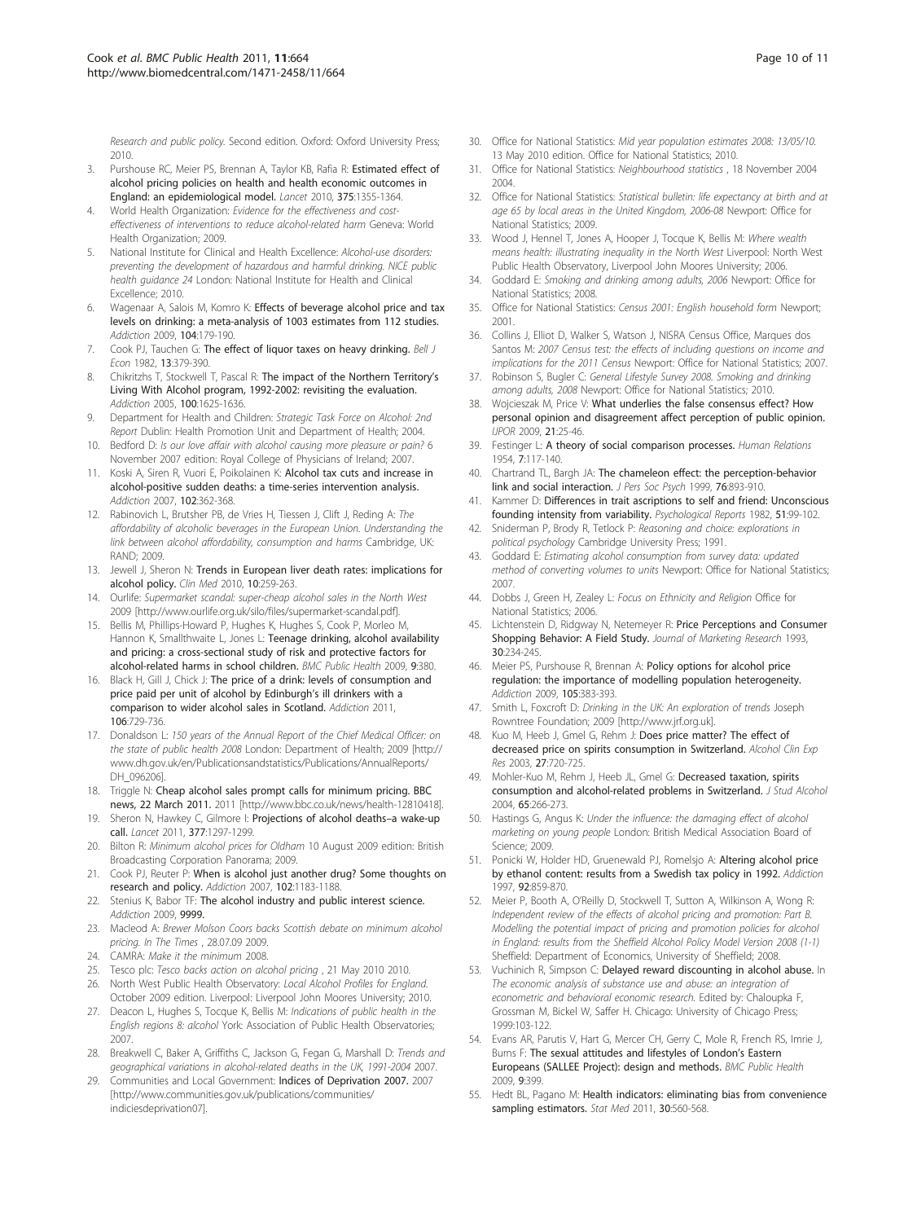*Research and public policy.* Second edition. Oxford: Oxford University Press; 2010.

3. Purshouse RC, Meier PS, Brennan A, Taylor KB, Rafia R: **Estimated effect of alcohol pricing policies on health and health economic outcomes in England: an epidemiological model.** *Lancet* 2010, **375**:1355-1364.
4. World Health Organization: *Evidence for the effectiveness and cost-effectiveness of interventions to reduce alcohol-related harm* Geneva: World Health Organization; 2009.
5. National Institute for Clinical and Health Excellence: *Alcohol-use disorders: preventing the development of hazardous and harmful drinking. NICE public health guidance 24* London: National Institute for Health and Clinical Excellence; 2010.
6. Wagenaar A, Salois M, Komro K: **Effects of beverage alcohol price and tax levels on drinking: a meta-analysis of 1003 estimates from 112 studies.** *Addiction* 2009, **104**:179-190.
7. Cook PJ, Tauchen G: **The effect of liquor taxes on heavy drinking.** *Bell J Econ* 1982, **13**:379-390.
8. Chikritzhs T, Stockwell T, Pascal R: **The impact of the Northern Territory's Living With Alcohol program, 1992-2002: revisiting the evaluation.** *Addiction* 2005, **100**:1625-1636.
9. Department for Health and Children: *Strategic Task Force on Alcohol: 2nd Report* Dublin: Health Promotion Unit and Department of Health; 2004.
10. Bedford D: *Is our love affair with alcohol causing more pleasure or pain?* 6 November 2007 edition: Royal College of Physicians of Ireland; 2007.
11. Koski A, Siren R, Vuori E, Poikolainen K: **Alcohol tax cuts and increase in alcohol-positive sudden deaths: a time-series intervention analysis.** *Addiction* 2007, **102**:362-368.
12. Rabinovich L, Brutsher PB, de Vries H, Tiessen J, Clift J, Reding A: *The affordability of alcoholic beverages in the European Union. Understanding the link between alcohol affordability, consumption and harms* Cambridge, UK: RAND; 2009.
13. Jewell J, Sheron N: **Trends in European liver death rates: implications for alcohol policy.** *Clin Med* 2010, **10**:259-263.
14. Ourlife: *Supermarket scandal: super-cheap alcohol sales in the North West* 2009 [http://www.ourlife.org.uk/silo/files/supermarket-scandal.pdf].
15. Bellis M, Phillips-Howard P, Hughes K, Hughes S, Cook P, Morleo M, Hannon K, Smallthwaite L, Jones L: **Teenage drinking, alcohol availability and pricing: a cross-sectional study of risk and protective factors for alcohol-related harms in school children.** *BMC Public Health* 2009, **9**:380.
16. Black H, Gill J, Chick J: **The price of a drink: levels of consumption and price paid per unit of alcohol by Edinburgh's ill drinkers with a comparison to wider alcohol sales in Scotland.** *Addiction* 2011, **106**:729-736.
17. Donaldson L: *150 years of the Annual Report of the Chief Medical Officer: on the state of public health 2008* London: Department of Health; 2009 [http://www.dh.gov.uk/en/Publicationsandstatistics/Publications/AnnualReports/DH_096206].
18. Triggle N: **Cheap alcohol sales prompt calls for minimum pricing.** BBC news, 22 March 2011. 2011 [http://www.bbc.co.uk/news/health-12810418].
19. Sheron N, Hawkey C, Gilmore I: **Projections of alcohol deaths–a wake-up call.** *Lancet* 2011, **377**:1297-1299.
20. Bilton R: *Minimum alcohol prices for Oldham* 10 August 2009 edition: British Broadcasting Corporation Panorama; 2009.
21. Cook PJ, Reuter P: **When is alcohol just another drug? Some thoughts on research and policy.** *Addiction* 2007, **102**:1183-1188.
22. Stenius K, Babor TF: **The alcohol industry and public interest science.** *Addiction* 2009, **9999.**
23. Macleod A: *Brewer Molson Coors backs Scottish debate on minimum alcohol pricing. In The Times* , 28.07.09 2009.
24. CAMRA: *Make it the minimum* 2008.
25. Tesco plc: *Tesco backs action on alcohol pricing* , 21 May 2010 2010.
26. North West Public Health Observatory: *Local Alcohol Profiles for England.* October 2009 edition. Liverpool: Liverpool John Moores University; 2010.
27. Deacon L, Hughes S, Tocque K, Bellis M: *Indications of public health in the English regions 8: alcohol* York: Association of Public Health Observatories; 2007.
28. Breakwell C, Baker A, Griffiths C, Jackson G, Fegan G, Marshall D: *Trends and geographical variations in alcohol-related deaths in the UK, 1991-2004* 2007.
29. Communities and Local Government: **Indices of Deprivation 2007.** 2007 [http://www.communities.gov.uk/publications/communities/indiciesdeprivation07].
30. Office for National Statistics: *Mid year population estimates 2008: 13/05/10.* 13 May 2010 edition. Office for National Statistics; 2010.
31. Office for National Statistics: *Neighbourhood statistics* , 18 November 2004 2004.
32. Office for National Statistics: *Statistical bulletin: life expectancy at birth and at age 65 by local areas in the United Kingdom, 2006-08* Newport: Office for National Statistics; 2009.
33. Wood J, Hennel T, Jones A, Hooper J, Tocque K, Bellis M: *Where wealth means health: illustrating inequality in the North West* Liverpool: North West Public Health Observatory, Liverpool John Moores University; 2006.
34. Goddard E: *Smoking and drinking among adults, 2006* Newport: Office for National Statistics; 2008.
35. Office for National Statistics: *Census 2001: English household form* Newport; 2001.
36. Collins J, Elliot D, Walker S, Watson J, NISRA Census Office, Marques dos Santos M: *2007 Census test: the effects of including questions on income and implications for the 2011 Census* Newport: Office for National Statistics; 2007.
37. Robinson S, Bugler C: *General Lifestyle Survey 2008. Smoking and drinking among adults, 2008* Newport: Office for National Statistics; 2010.
38. Wojcieszak M, Price V: **What underlies the false consensus effect? How personal opinion and disagreement affect perception of public opinion.** *IJPOR* 2009, **21**:25-46.
39. Festinger L: **A theory of social comparison processes.** *Human Relations* 1954, **7**:117-140.
40. Chartrand TL, Bargh JA: **The chameleon effect: the perception-behavior link and social interaction.** *J Pers Soc Psych* 1999, **76**:893-910.
41. Kammer D: **Differences in trait ascriptions to self and friend: Unconscious founding intensity from variability.** *Psychological Reports* 1982, **51**:99-102.
42. Sniderman P, Brody R, Tetlock P: *Reasoning and choice: explorations in political psychology* Cambridge University Press; 1991.
43. Goddard E: *Estimating alcohol consumption from survey data: updated method of converting volumes to units* Newport: Office for National Statistics; 2007.
44. Dobbs J, Green H, Zealey L: *Focus on Ethnicity and Religion* Office for National Statistics; 2006.
45. Lichtenstein D, Ridgway N, Netemeyer R: **Price Perceptions and Consumer Shopping Behavior: A Field Study.** *Journal of Marketing Research* 1993, **30**:234-245.
46. Meier PS, Purshouse R, Brennan A: **Policy options for alcohol price regulation: the importance of modelling population heterogeneity.** *Addiction* 2009, **105**:383-393.
47. Smith L, Foxcroft D: *Drinking in the UK: An exploration of trends* Joseph Rowntree Foundation; 2009 [http://www.jrf.org.uk].
48. Kuo M, Heeb J, Gmel G, Rehm J: **Does price matter? The effect of decreased price on spirits consumption in Switzerland.** *Alcohol Clin Exp Res* 2003, **27**:720-725.
49. Mohler-Kuo M, Rehm J, Heeb JL, Gmel G: **Decreased taxation, spirits consumption and alcohol-related problems in Switzerland.** *J Stud Alcohol* 2004, **65**:266-273.
50. Hastings G, Angus K: *Under the influence: the damaging effect of alcohol marketing on young people* London: British Medical Association Board of Science; 2009.
51. Ponicki W, Holder HD, Gruenewald PJ, Romelsjo A: **Altering alcohol price by ethanol content: results from a Swedish tax policy in 1992.** *Addiction* 1997, **92**:859-870.
52. Meier P, Booth A, O'Reilly D, Stockwell T, Sutton A, Wilkinson A, Wong R: *Independent review of the effects of alcohol pricing and promotion: Part B. Modelling the potential impact of pricing and promotion policies for alcohol in England: results from the Sheffield Alcohol Policy Model Version 2008 (1-1)* Sheffield: Department of Economics, University of Sheffield; 2008.
53. Vuchinich R, Simpson C: **Delayed reward discounting in alcohol abuse.** In *The economic analysis of substance use and abuse: an integration of econometric and behavioral economic research.* Edited by: Chaloupka F, Grossman M, Bickel W, Saffer H. Chicago: University of Chicago Press; 1999:103-122.
54. Evans AR, Parutis V, Hart G, Mercer CH, Gerry C, Mole R, French RS, Imrie J, Burns F: **The sexual attitudes and lifestyles of London's Eastern Europeans (SALLEE Project): design and methods.** *BMC Public Health* 2009, **9**:399.
55. Hedt BL, Pagano M: **Health indicators: eliminating bias from convenience sampling estimators.** *Stat Med* 2011, **30**:560-568.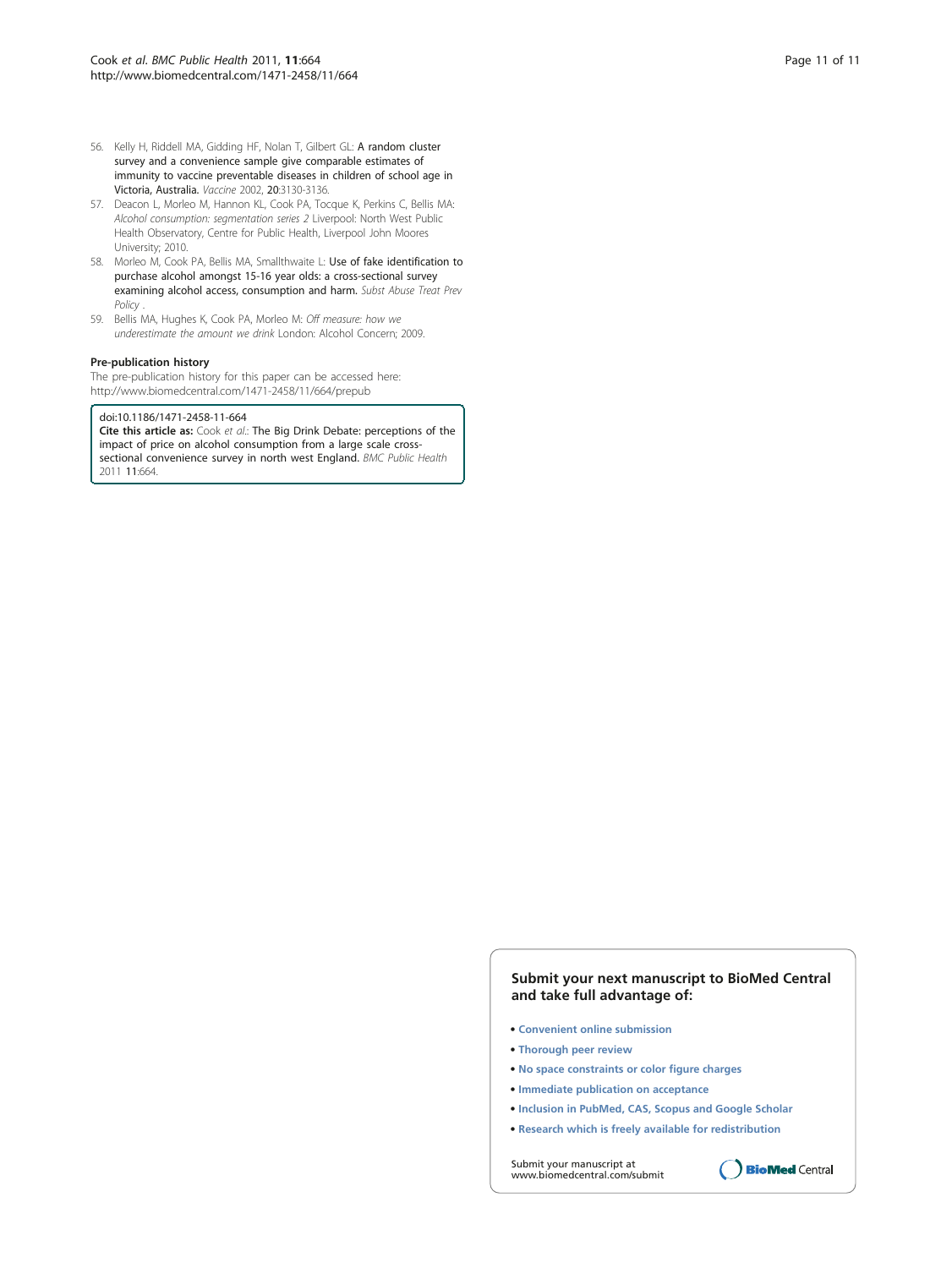56. Kelly H, Riddell MA, Gidding HF, Nolan T, Gilbert GL: **A random cluster survey and a convenience sample give comparable estimates of immunity to vaccine preventable diseases in children of school age in Victoria, Australia.** *Vaccine* 2002, **20**:3130-3136.
57. Deacon L, Morleo M, Hannon KL, Cook PA, Tocque K, Perkins C, Bellis MA: *Alcohol consumption: segmentation series 2* Liverpool: North West Public Health Observatory, Centre for Public Health, Liverpool John Moores University; 2010.
58. Morleo M, Cook PA, Bellis MA, Smallthwaite L: **Use of fake identification to purchase alcohol amongst 15-16 year olds: a cross-sectional survey examining alcohol access, consumption and harm.** *Subst Abuse Treat Prev Policy* .
59. Bellis MA, Hughes K, Cook PA, Morleo M: *Off measure: how we underestimate the amount we drink* London: Alcohol Concern; 2009.

#### Pre-publication history

The pre-publication history for this paper can be accessed here: http://www.biomedcentral.com/1471-2458/11/664/prepub

doi:10.1186/1471-2458-11-664

**Cite this article as:** Cook *et al.*: The Big Drink Debate: perceptions of the impact of price on alcohol consumption from a large scale cross-sectional convenience survey in north west England. *BMC Public Health* 2011 **11**:664.

**Submit your next manuscript to BioMed Central and take full advantage of:**

- **Convenient online submission**
- **Thorough peer review**
- **No space constraints or color figure charges**
- **Immediate publication on acceptance**
- **Inclusion in PubMed, CAS, Scopus and Google Scholar**
- **Research which is freely available for redistribution**

Submit your manuscript at
www.biomedcentral.com/submit

BioMed Central